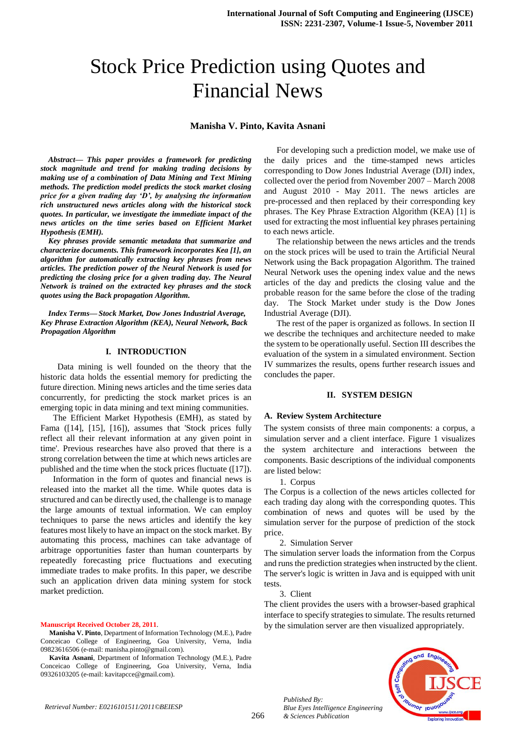# Stock Price Prediction using Quotes and Financial News

**Manisha V. Pinto, Kavita Asnani**

***Abstract— This paper provides a framework for predicting stock magnitude and trend for making trading decisions by making use of a combination of Data Mining and Text Mining methods. The prediction model predicts the stock market closing price for a given trading day 'D', by analysing the information rich unstructured news articles along with the historical stock quotes. In particular, we investigate the immediate impact of the news articles on the time series based on Efficient Market Hypothesis (EMH).***

***Key phrases provide semantic metadata that summarize and characterize documents. This framework incorporates Kea [1], an algorithm for automatically extracting key phrases from news articles. The prediction power of the Neural Network is used for predicting the closing price for a given trading day. The Neural Network is trained on the extracted key phrases and the stock quotes using the Back propagation Algorithm.***

***Index Terms— Stock Market, Dow Jones Industrial Average, Key Phrase Extraction Algorithm (KEA), Neural Network, Back Propagation Algorithm***

## I. INTRODUCTION

Data mining is well founded on the theory that the historic data holds the essential memory for predicting the future direction. Mining news articles and the time series data concurrently, for predicting the stock market prices is an emerging topic in data mining and text mining communities.

The Efficient Market Hypothesis (EMH), as stated by Fama ([14], [15], [16]), assumes that 'Stock prices fully reflect all their relevant information at any given point in time'. Previous researches have also proved that there is a strong correlation between the time at which news articles are published and the time when the stock prices fluctuate ([17]).

Information in the form of quotes and financial news is released into the market all the time. While quotes data is structured and can be directly used, the challenge is to manage the large amounts of textual information. We can employ techniques to parse the news articles and identify the key features most likely to have an impact on the stock market. By automating this process, machines can take advantage of arbitrage opportunities faster than human counterparts by repeatedly forecasting price fluctuations and executing immediate trades to make profits. In this paper, we describe such an application driven data mining system for stock market prediction.

**Manuscript Received October 28, 2011**.

**Manisha V. Pinto**, Department of Information Technology (M.E.), Padre Conceicao College of Engineering, Goa University, Verna, India 09823616506 (e-mail: manisha.pinto@gmail.com).

**Kavita Asnani**, Department of Information Technology (M.E.), Padre Conceicao College of Engineering, Goa University, Verna, India 09326103205 (e-mail: kavitapcce@gmail.com).

For developing such a prediction model, we make use of the daily prices and the time-stamped news articles corresponding to Dow Jones Industrial Average (DJI) index, collected over the period from November 2007 – March 2008 and August 2010 - May 2011. The news articles are pre-processed and then replaced by their corresponding key phrases. The Key Phrase Extraction Algorithm (KEA) [1] is used for extracting the most influential key phrases pertaining to each news article.

The relationship between the news articles and the trends on the stock prices will be used to train the Artificial Neural Network using the Back propagation Algorithm. The trained Neural Network uses the opening index value and the news articles of the day and predicts the closing value and the probable reason for the same before the close of the trading day. The Stock Market under study is the Dow Jones Industrial Average (DJI).

The rest of the paper is organized as follows. In section II we describe the techniques and architecture needed to make the system to be operationally useful. Section III describes the evaluation of the system in a simulated environment. Section IV summarizes the results, opens further research issues and concludes the paper.

## II. SYSTEM DESIGN

### A. Review System Architecture

The system consists of three main components: a corpus, a simulation server and a client interface. Figure 1 visualizes the system architecture and interactions between the components. Basic descriptions of the individual components are listed below:

1. Corpus

The Corpus is a collection of the news articles collected for each trading day along with the corresponding quotes. This combination of news and quotes will be used by the simulation server for the purpose of prediction of the stock price.

2. Simulation Server

The simulation server loads the information from the Corpus and runs the prediction strategies when instructed by the client. The server's logic is written in Java and is equipped with unit tests.

3. Client

The client provides the users with a browser-based graphical interface to specify strategies to simulate. The results returned by the simulation server are then visualized appropriately.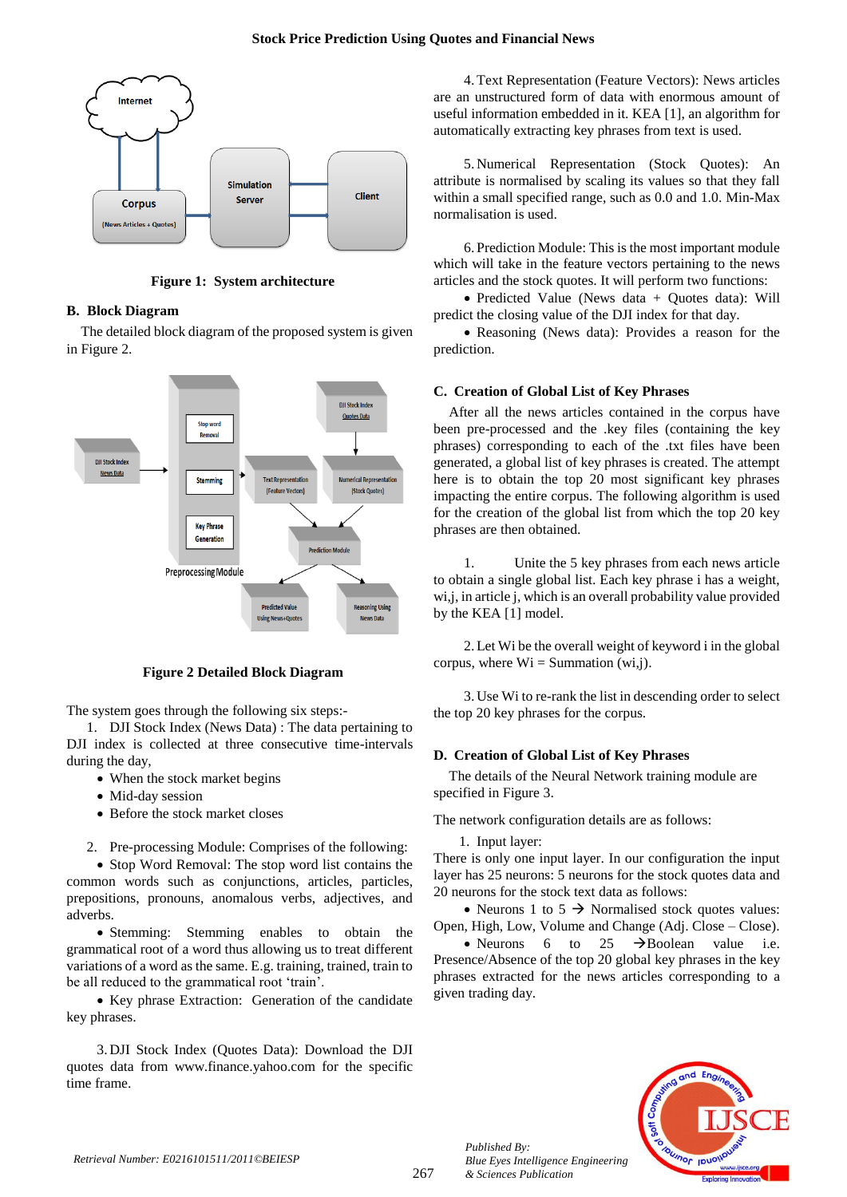Figure 1: System architecture

### B. Block Diagram

The detailed block diagram of the proposed system is given in Figure 2.

Figure 2 Detailed Block Diagram

The system goes through the following six steps:-

1. DJI Stock Index (News Data) : The data pertaining to DJI index is collected at three consecutive time-intervals during the day,
   - When the stock market begins
   - Mid-day session
   - Before the stock market closes

2. Pre-processing Module: Comprises of the following:
   - Stop Word Removal: The stop word list contains the common words such as conjunctions, articles, particles, prepositions, pronouns, anomalous verbs, adjectives, and adverbs.
   - Stemming: Stemming enables to obtain the grammatical root of a word thus allowing us to treat different variations of a word as the same. E.g. training, trained, train to be all reduced to the grammatical root 'train'.
   - Key phrase Extraction: Generation of the candidate key phrases.

3. DJI Stock Index (Quotes Data): Download the DJI quotes data from www.finance.yahoo.com for the specific time frame.

4. Text Representation (Feature Vectors): News articles are an unstructured form of data with enormous amount of useful information embedded in it. KEA [1], an algorithm for automatically extracting key phrases from text is used.

5. Numerical Representation (Stock Quotes): An attribute is normalised by scaling its values so that they fall within a small specified range, such as 0.0 and 1.0. Min-Max normalisation is used.

6. Prediction Module: This is the most important module which will take in the feature vectors pertaining to the news articles and the stock quotes. It will perform two functions:
   - Predicted Value (News data + Quotes data): Will predict the closing value of the DJI index for that day.
   - Reasoning (News data): Provides a reason for the prediction.

### C. Creation of Global List of Key Phrases

After all the news articles contained in the corpus have been pre-processed and the .key files (containing the key phrases) corresponding to each of the .txt files have been generated, a global list of key phrases is created. The attempt here is to obtain the top 20 most significant key phrases impacting the entire corpus. The following algorithm is used for the creation of the global list from which the top 20 key phrases are then obtained.

1. Unite the 5 key phrases from each news article to obtain a single global list. Each key phrase i has a weight, wi,j, in article j, which is an overall probability value provided by the KEA [1] model.

2. Let Wi be the overall weight of keyword i in the global corpus, where Wi = Summation (wi,j).

3. Use Wi to re-rank the list in descending order to select the top 20 key phrases for the corpus.

### D. Creation of Global List of Key Phrases

The details of the Neural Network training module are specified in Figure 3.

The network configuration details are as follows:

1. Input layer:

There is only one input layer. In our configuration the input layer has 25 neurons: 5 neurons for the stock quotes data and 20 neurons for the stock text data as follows:

- Neurons 1 to 5 → Normalised stock quotes values: Open, High, Low, Volume and Change (Adj. Close – Close).
- Neurons 6 to 25 →Boolean value i.e. Presence/Absence of the top 20 global key phrases in the key phrases extracted for the news articles corresponding to a given trading day.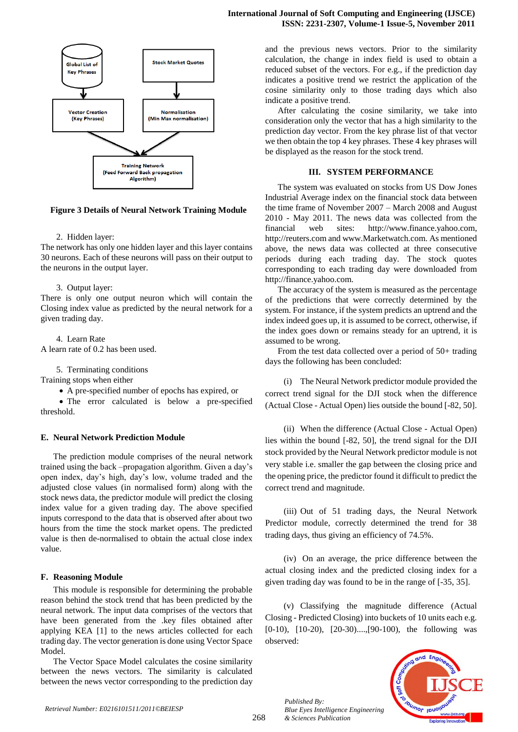Global List of Key Phrases

Stock Market Quotes

Vector Creation (Key Phrases)

Normalisation (Min Max normalisation)

Training Network (Feed Forward Back propagation Algorithm)

**Figure 3 Details of Neural Network Training Module**

2. Hidden layer:

The network has only one hidden layer and this layer contains 30 neurons. Each of these neurons will pass on their output to the neurons in the output layer.

3. Output layer:

There is only one output neuron which will contain the Closing index value as predicted by the neural network for a given trading day.

4. Learn Rate

A learn rate of 0.2 has been used.

5. Terminating conditions

Training stops when either

- A pre-specified number of epochs has expired, or
- The error calculated is below a pre-specified threshold.

### E. Neural Network Prediction Module

The prediction module comprises of the neural network trained using the back –propagation algorithm. Given a day's open index, day's high, day's low, volume traded and the adjusted close values (in normalised form) along with the stock news data, the predictor module will predict the closing index value for a given trading day. The above specified inputs correspond to the data that is observed after about two hours from the time the stock market opens. The predicted value is then de-normalised to obtain the actual close index value.

### F. Reasoning Module

This module is responsible for determining the probable reason behind the stock trend that has been predicted by the neural network. The input data comprises of the vectors that have been generated from the .key files obtained after applying KEA [1] to the news articles collected for each trading day. The vector generation is done using Vector Space Model.

The Vector Space Model calculates the cosine similarity between the news vectors. The similarity is calculated between the news vector corresponding to the prediction day and the previous news vectors. Prior to the similarity calculation, the change in index field is used to obtain a reduced subset of the vectors. For e.g., if the prediction day indicates a positive trend we restrict the application of the cosine similarity only to those trading days which also indicate a positive trend.

After calculating the cosine similarity, we take into consideration only the vector that has a high similarity to the prediction day vector. From the key phrase list of that vector we then obtain the top 4 key phrases. These 4 key phrases will be displayed as the reason for the stock trend.

## III. SYSTEM PERFORMANCE

The system was evaluated on stocks from US Dow Jones Industrial Average index on the financial stock data between the time frame of November 2007 – March 2008 and August 2010 - May 2011. The news data was collected from the financial web sites: http://www.finance.yahoo.com, http://reuters.com and www.Marketwatch.com. As mentioned above, the news data was collected at three consecutive periods during each trading day. The stock quotes corresponding to each trading day were downloaded from http://finance.yahoo.com.

The accuracy of the system is measured as the percentage of the predictions that were correctly determined by the system. For instance, if the system predicts an uptrend and the index indeed goes up, it is assumed to be correct, otherwise, if the index goes down or remains steady for an uptrend, it is assumed to be wrong.

From the test data collected over a period of 50+ trading days the following has been concluded:

(i) The Neural Network predictor module provided the correct trend signal for the DJI stock when the difference (Actual Close - Actual Open) lies outside the bound [-82, 50].

(ii) When the difference (Actual Close - Actual Open) lies within the bound [-82, 50], the trend signal for the DJI stock provided by the Neural Network predictor module is not very stable i.e. smaller the gap between the closing price and the opening price, the predictor found it difficult to predict the correct trend and magnitude.

(iii) Out of 51 trading days, the Neural Network Predictor module, correctly determined the trend for 38 trading days, thus giving an efficiency of 74.5%.

(iv) On an average, the price difference between the actual closing index and the predicted closing index for a given trading day was found to be in the range of [-35, 35].

(v) Classifying the magnitude difference (Actual Closing - Predicted Closing) into buckets of 10 units each e.g. [0-10), [10-20), [20-30)....,[90-100), the following was observed: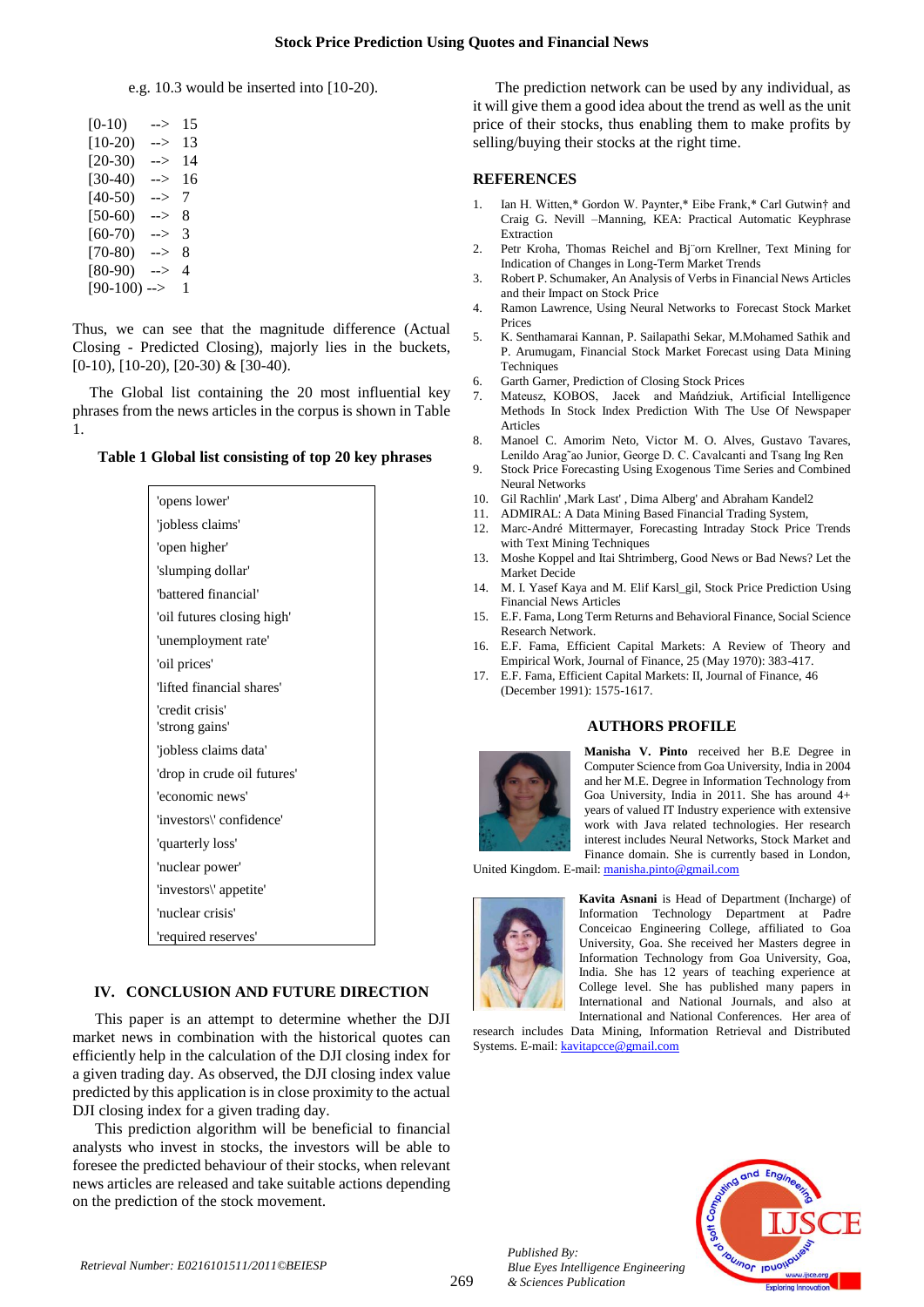e.g. 10.3 would be inserted into [10-20).

```
[0-10)    -->  15
[10-20)   -->  13
[20-30)   -->  14
[30-40)   -->  16
[40-50)   -->  7
[50-60)   -->  8
[60-70)   -->  3
[70-80)   -->  8
[80-90)   -->  4
[90-100)  -->  1
```

Thus, we can see that the magnitude difference (Actual Closing - Predicted Closing), majorly lies in the buckets, [0-10), [10-20), [20-30) & [30-40).

The Global list containing the 20 most influential key phrases from the news articles in the corpus is shown in Table 1.

**Table 1 Global list consisting of top 20 key phrases**

| |
|---|
| 'opens lower' |
| 'jobless claims' |
| 'open higher' |
| 'slumping dollar' |
| 'battered financial' |
| 'oil futures closing high' |
| 'unemployment rate' |
| 'oil prices' |
| 'lifted financial shares' |
| 'credit crisis' 'strong gains' |
| 'jobless claims data' |
| 'drop in crude oil futures' |
| 'economic news' |
| 'investors\' confidence' |
| 'quarterly loss' |
| 'nuclear power' |
| 'investors\' appetite' |
| 'nuclear crisis' |
| 'required reserves' |

## IV. CONCLUSION AND FUTURE DIRECTION

This paper is an attempt to determine whether the DJI market news in combination with the historical quotes can efficiently help in the calculation of the DJI closing index for a given trading day. As observed, the DJI closing index value predicted by this application is in close proximity to the actual DJI closing index for a given trading day.

This prediction algorithm will be beneficial to financial analysts who invest in stocks, the investors will be able to foresee the predicted behaviour of their stocks, when relevant news articles are released and take suitable actions depending on the prediction of the stock movement.

The prediction network can be used by any individual, as it will give them a good idea about the trend as well as the unit price of their stocks, thus enabling them to make profits by selling/buying their stocks at the right time.

## REFERENCES

1. Ian H. Witten,* Gordon W. Paynter,* Eibe Frank,* Carl Gutwin† and Craig G. Nevill –Manning, KEA: Practical Automatic Keyphrase Extraction
2. Petr Kroha, Thomas Reichel and Bj¨orn Krellner, Text Mining for Indication of Changes in Long-Term Market Trends
3. Robert P. Schumaker, An Analysis of Verbs in Financial News Articles and their Impact on Stock Price
4. Ramon Lawrence, Using Neural Networks to Forecast Stock Market Prices
5. K. Senthamarai Kannan, P. Sailapathi Sekar, M.Mohamed Sathik and P. Arumugam, Financial Stock Market Forecast using Data Mining Techniques
6. Garth Garner, Prediction of Closing Stock Prices
7. Mateusz, KOBOS, Jacek and Mańdziuk, Artificial Intelligence Methods In Stock Index Prediction With The Use Of Newspaper Articles
8. Manoel C. Amorim Neto, Victor M. O. Alves, Gustavo Tavares, Lenildo Arag˜ao Junior, George D. C. Cavalcanti and Tsang Ing Ren
9. Stock Price Forecasting Using Exogenous Time Series and Combined Neural Networks
10. Gil Rachlin' ,Mark Last' , Dima Alberg' and Abraham Kandel2
11. ADMIRAL: A Data Mining Based Financial Trading System,
12. Marc-André Mittermayer, Forecasting Intraday Stock Price Trends with Text Mining Techniques
13. Moshe Koppel and Itai Shtrimberg, Good News or Bad News? Let the Market Decide
14. M. I. Yasef Kaya and M. Elif Karsl_gil, Stock Price Prediction Using Financial News Articles
15. E.F. Fama, Long Term Returns and Behavioral Finance, Social Science Research Network.
16. E.F. Fama, Efficient Capital Markets: A Review of Theory and Empirical Work, Journal of Finance, 25 (May 1970): 383-417.
17. E.F. Fama, Efficient Capital Markets: II, Journal of Finance, 46 (December 1991): 1575-1617.

## AUTHORS PROFILE

**Manisha V. Pinto** received her B.E Degree in Computer Science from Goa University, India in 2004 and her M.E. Degree in Information Technology from Goa University, India in 2011. She has around 4+ years of valued IT Industry experience with extensive work with Java related technologies. Her research interest includes Neural Networks, Stock Market and Finance domain. She is currently based in London, United Kingdom. E-mail: manisha.pinto@gmail.com

**Kavita Asnani** is Head of Department (Incharge) of Information Technology Department at Padre Conceicao Engineering College, affiliated to Goa University, Goa. She received her Masters degree in Information Technology from Goa University, Goa, India. She has 12 years of teaching experience at College level. She has published many papers in International and National Journals, and also at International and National Conferences. Her area of research includes Data Mining, Information Retrieval and Distributed Systems. E-mail: kavitapcce@gmail.com